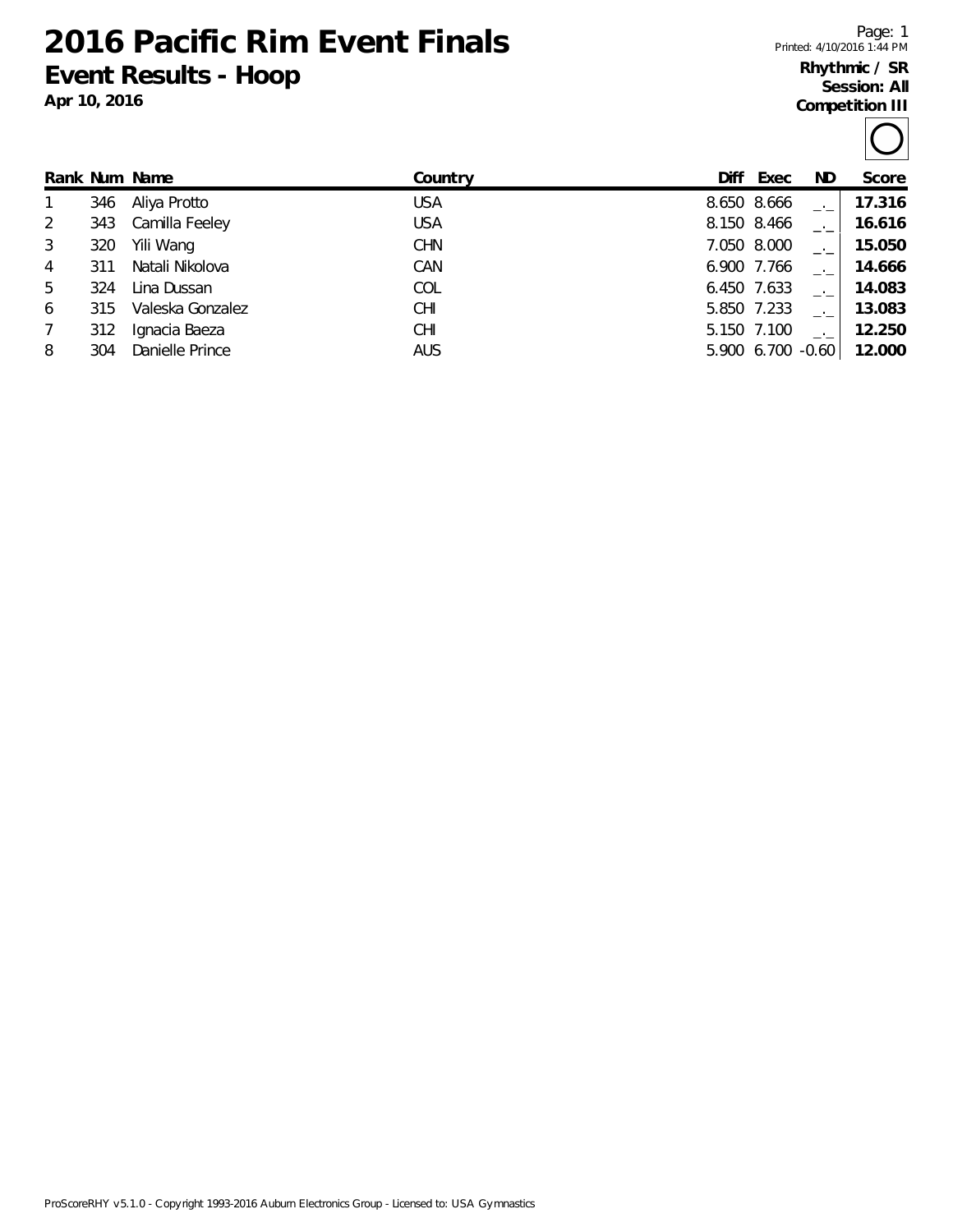# 2016 Pacific Rim Event Finals

## Event Results - Hoop

**Apr 10, 2016**

Printed: 4/10/2016 1:44 PM

**Rhythmic / SR**
**Session: All**
**Competition III**

| Rank | Num | Name | Country | Diff | Exec | ND | Score |
|---|---|---|---|---|---|---|---|
| 1 | 346 | Aliya Protto | USA | 8.650 | 8.666 | _._ | **17.316** |
| 2 | 343 | Camilla Feeley | USA | 8.150 | 8.466 | _._ | **16.616** |
| 3 | 320 | Yili Wang | CHN | 7.050 | 8.000 | _._ | **15.050** |
| 4 | 311 | Natali Nikolova | CAN | 6.900 | 7.766 | _._ | **14.666** |
| 5 | 324 | Lina Dussan | COL | 6.450 | 7.633 | _._ | **14.083** |
| 6 | 315 | Valeska Gonzalez | CHI | 5.850 | 7.233 | _._ | **13.083** |
| 7 | 312 | Ignacia Baeza | CHI | 5.150 | 7.100 | _._ | **12.250** |
| 8 | 304 | Danielle Prince | AUS | 5.900 | 6.700 | -0.60 | **12.000** |

ProScoreRHY v5.1.0 - Copyright 1993-2016 Auburn Electronics Group - Licensed to: USA Gymnastics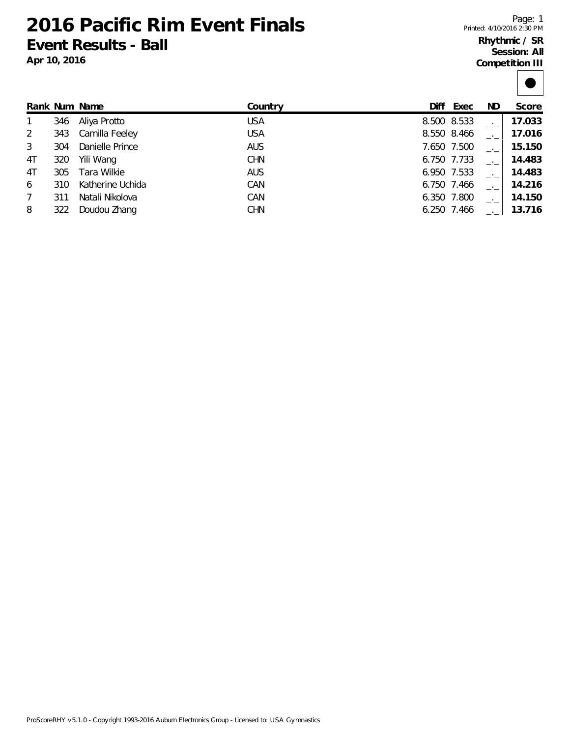# 2016 Pacific Rim Event Finals

## Event Results - Ball

**Apr 10, 2016**

Printed: 4/10/2016 2:30 PM

**Rhythmic / SR**
**Session: All**
**Competition III**

| Rank | Num | Name | Country | Diff | Exec | ND | Score |
|---|---|---|---|---|---|---|---|
| 1 | 346 | Aliya Protto | USA | 8.500 | 8.533 | _._ | **17.033** |
| 2 | 343 | Camilla Feeley | USA | 8.550 | 8.466 | _._ | **17.016** |
| 3 | 304 | Danielle Prince | AUS | 7.650 | 7.500 | _._ | **15.150** |
| 4T | 320 | Yili Wang | CHN | 6.750 | 7.733 | _._ | **14.483** |
| 4T | 305 | Tara Wilkie | AUS | 6.950 | 7.533 | _._ | **14.483** |
| 6 | 310 | Katherine Uchida | CAN | 6.750 | 7.466 | _._ | **14.216** |
| 7 | 311 | Natali Nikolova | CAN | 6.350 | 7.800 | _._ | **14.150** |
| 8 | 322 | Doudou Zhang | CHN | 6.250 | 7.466 | _._ | **13.716** |

ProScoreRHY v5.1.0 - Copyright 1993-2016 Auburn Electronics Group - Licensed to: USA Gymnastics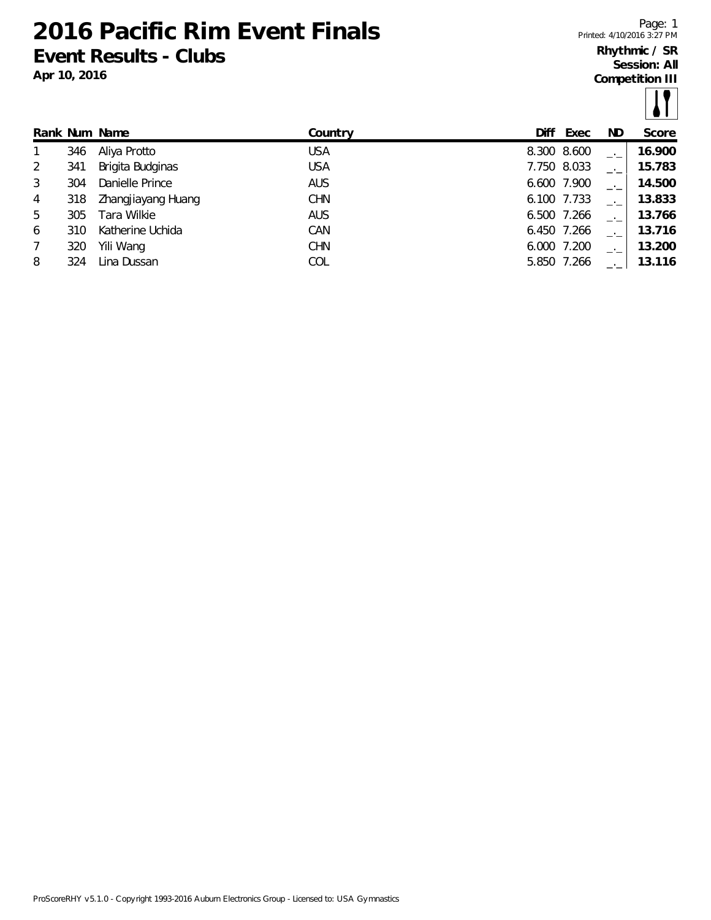# 2016 Pacific Rim Event Finals

## Event Results - Clubs

**Apr 10, 2016**

Printed: 4/10/2016 3:27 PM

**Rhythmic / SR**
**Session: All**
**Competition III**

| Rank | Num | Name | Country | Diff | Exec | ND | Score |
|---|---|---|---|---|---|---|---|
| 1 | 346 | Aliya Protto | USA | 8.300 | 8.600 | _._ | **16.900** |
| 2 | 341 | Brigita Budginas | USA | 7.750 | 8.033 | _._ | **15.783** |
| 3 | 304 | Danielle Prince | AUS | 6.600 | 7.900 | _._ | **14.500** |
| 4 | 318 | Zhangjiayang Huang | CHN | 6.100 | 7.733 | _._ | **13.833** |
| 5 | 305 | Tara Wilkie | AUS | 6.500 | 7.266 | _._ | **13.766** |
| 6 | 310 | Katherine Uchida | CAN | 6.450 | 7.266 | _._ | **13.716** |
| 7 | 320 | Yili Wang | CHN | 6.000 | 7.200 | _._ | **13.200** |
| 8 | 324 | Lina Dussan | COL | 5.850 | 7.266 | _._ | **13.116** |

ProScoreRHY v5.1.0 - Copyright 1993-2016 Auburn Electronics Group - Licensed to: USA Gymnastics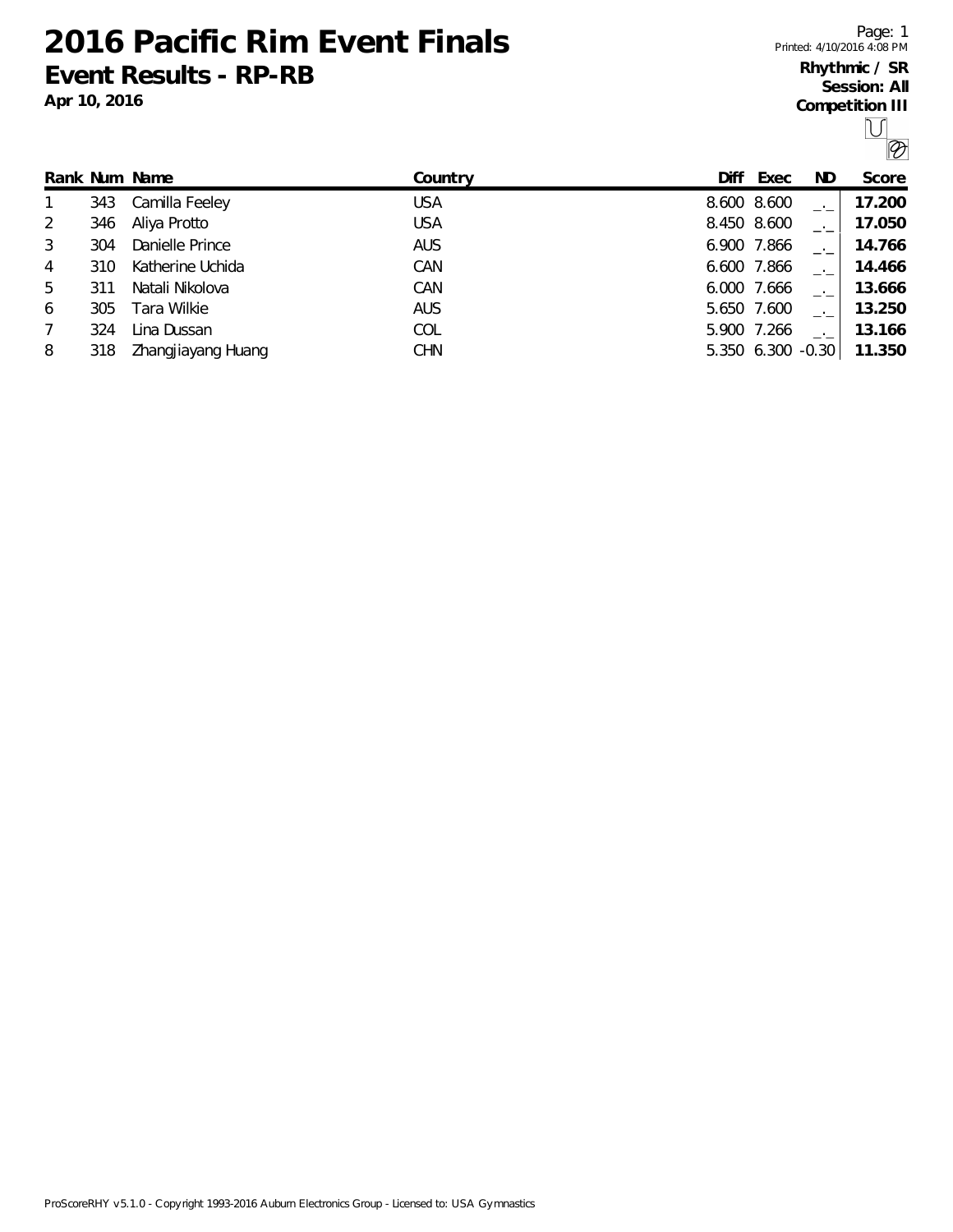# 2016 Pacific Rim Event Finals

## Event Results - RP-RB

**Apr 10, 2016**

Page: 1
Printed: 4/10/2016 4:08 PM

**Rhythmic / SR**
**Session: All**
**Competition III**

| Rank | Num | Name | Country | Diff | Exec | ND | Score |
|---|---|---|---|---|---|---|---|
| 1 | 343 | Camilla Feeley | USA | 8.600 | 8.600 | _._ | **17.200** |
| 2 | 346 | Aliya Protto | USA | 8.450 | 8.600 | _._ | **17.050** |
| 3 | 304 | Danielle Prince | AUS | 6.900 | 7.866 | _._ | **14.766** |
| 4 | 310 | Katherine Uchida | CAN | 6.600 | 7.866 | _._ | **14.466** |
| 5 | 311 | Natali Nikolova | CAN | 6.000 | 7.666 | _._ | **13.666** |
| 6 | 305 | Tara Wilkie | AUS | 5.650 | 7.600 | _._ | **13.250** |
| 7 | 324 | Lina Dussan | COL | 5.900 | 7.266 | _._ | **13.166** |
| 8 | 318 | Zhangjiayang Huang | CHN | 5.350 | 6.300 | -0.30 | **11.350** |

ProScoreRHY v5.1.0 - Copyright 1993-2016 Auburn Electronics Group - Licensed to: USA Gymnastics